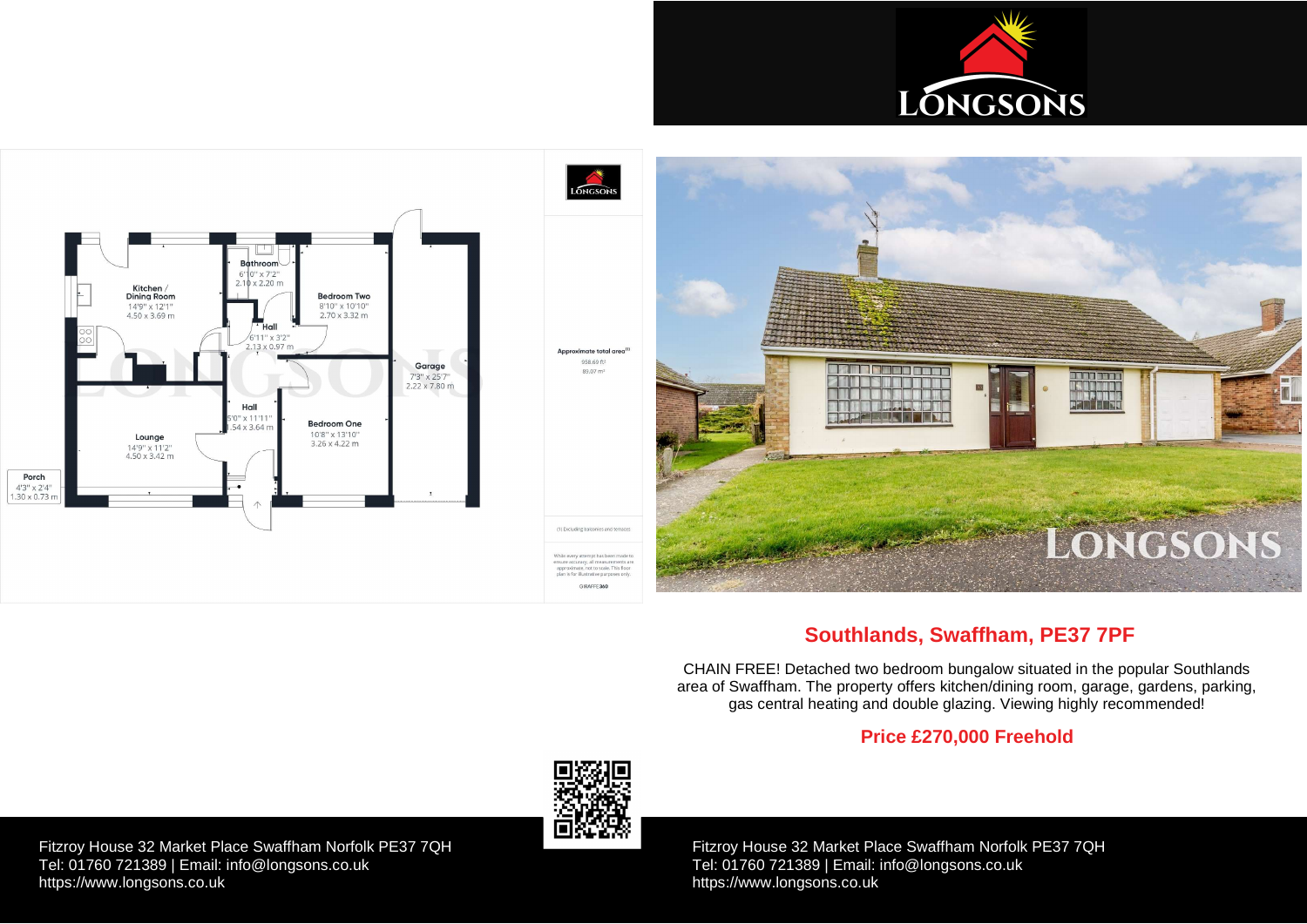## Southlands, Swaffham, PE37 7PF

CHAIN FREE! Detached two bedroom bungalow situated in the popular Southlands area of Swaffham. The property offers kitchen/dining room, garage, gardens, parking, gas central heating and double glazing. Viewing highly recommended!

**Price £270,000 Freehold**

Fitzroy House 32 Market Place Swaffham Norfolk PE37 7QH
Tel: 01760 721389 | Email: info@longsons.co.uk
https://www.longsons.co.uk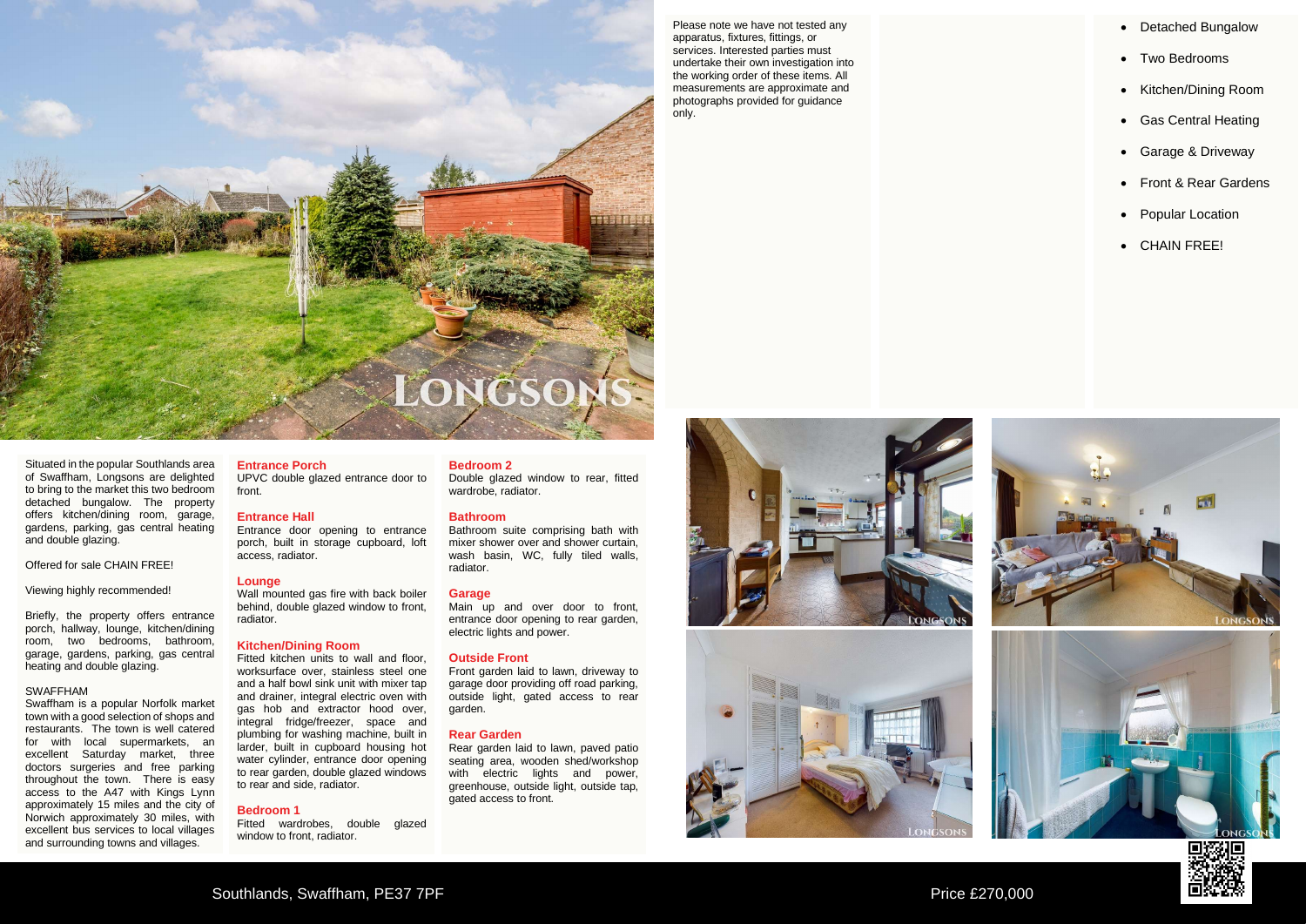Please note we have not tested any apparatus, fixtures, fittings, or services. Interested parties must undertake their own investigation into the working order of these items. All measurements are approximate and photographs provided for guidance only.

- Detached Bungalow
- Two Bedrooms
- Kitchen/Dining Room
- Gas Central Heating
- Garage & Driveway
- Front & Rear Gardens
- Popular Location
- CHAIN FREE!

Situated in the popular Southlands area of Swaffham, Longsons are delighted to bring to the market this two bedroom detached bungalow. The property offers kitchen/dining room, garage, gardens, parking, gas central heating and double glazing.

Offered for sale CHAIN FREE!

Viewing highly recommended!

Briefly, the property offers entrance porch, hallway, lounge, kitchen/dining room, two bedrooms, bathroom, garage, gardens, parking, gas central heating and double glazing.

SWAFFHAM

Swaffham is a popular Norfolk market town with a good selection of shops and restaurants. The town is well catered for with local supermarkets, an excellent Saturday market, three doctors surgeries and free parking throughout the town. There is easy access to the A47 with Kings Lynn approximately 15 miles and the city of Norwich approximately 30 miles, with excellent bus services to local villages and surrounding towns and villages.

### Entrance Porch
UPVC double glazed entrance door to front.

### Entrance Hall
Entrance door opening to entrance porch, built in storage cupboard, loft access, radiator.

### Lounge
Wall mounted gas fire with back boiler behind, double glazed window to front, radiator.

### Kitchen/Dining Room
Fitted kitchen units to wall and floor, worksurface over, stainless steel one and a half bowl sink unit with mixer tap and drainer, integral electric oven with gas hob and extractor hood over, integral fridge/freezer, space and plumbing for washing machine, built in larder, built in cupboard housing hot water cylinder, entrance door opening to rear garden, double glazed windows to rear and side, radiator.

### Bedroom 1
Fitted wardrobes, double glazed window to front, radiator.

### Bedroom 2
Double glazed window to rear, fitted wardrobe, radiator.

### Bathroom
Bathroom suite comprising bath with mixer shower over and shower curtain, wash basin, WC, fully tiled walls, radiator.

### Garage
Main up and over door to front, entrance door opening to rear garden, electric lights and power.

### Outside Front
Front garden laid to lawn, driveway to garage door providing off road parking, outside light, gated access to rear garden.

### Rear Garden
Rear garden laid to lawn, paved patio seating area, wooden shed/workshop with electric lights and power, greenhouse, outside light, outside tap, gated access to front.

Southlands, Swaffham, PE37 7PF

Price £270,000